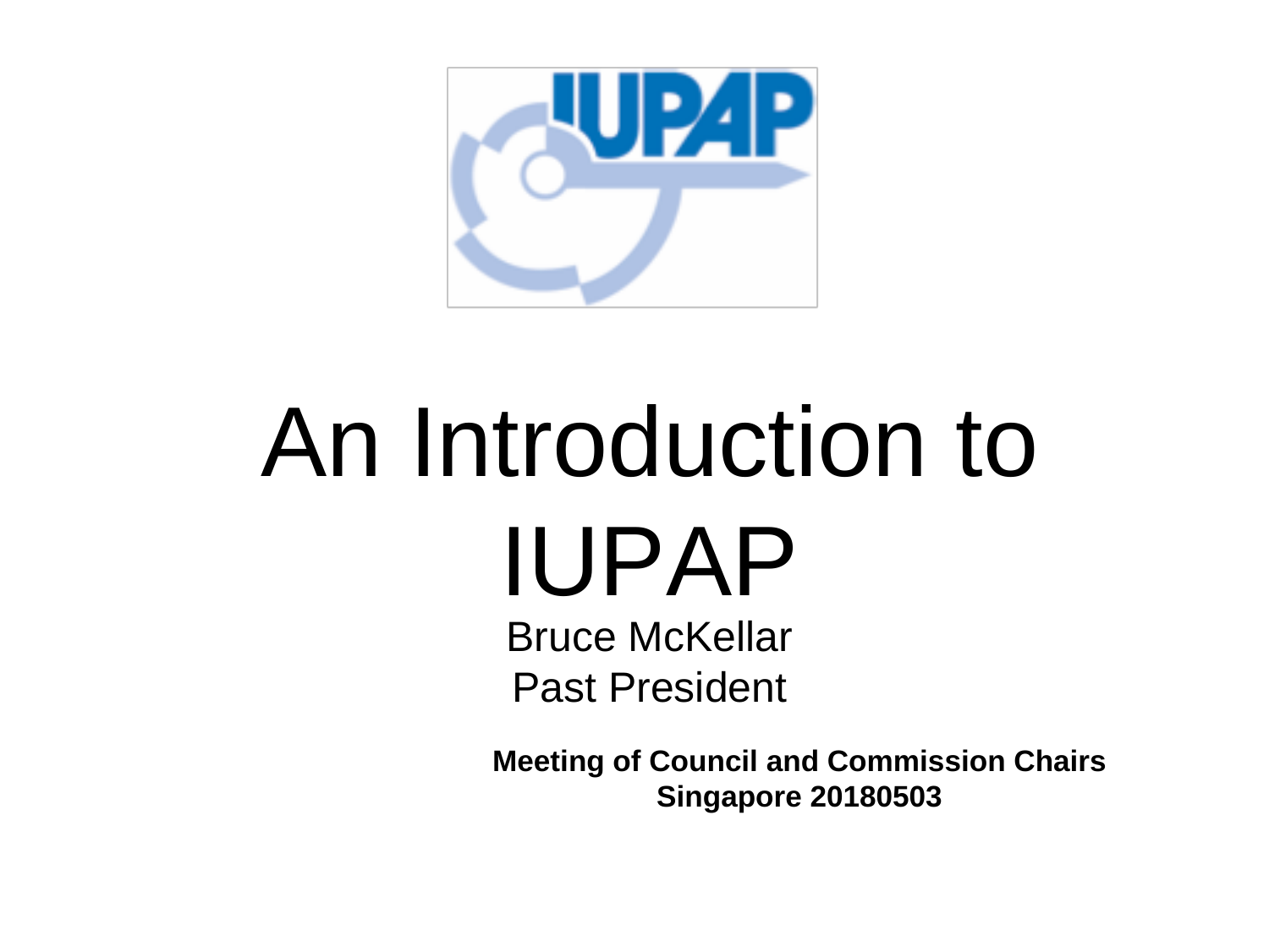# An Introduction to IUPAP

Bruce McKellar

Past President

**Meeting of Council and Commission Chairs**
**Singapore 20180503**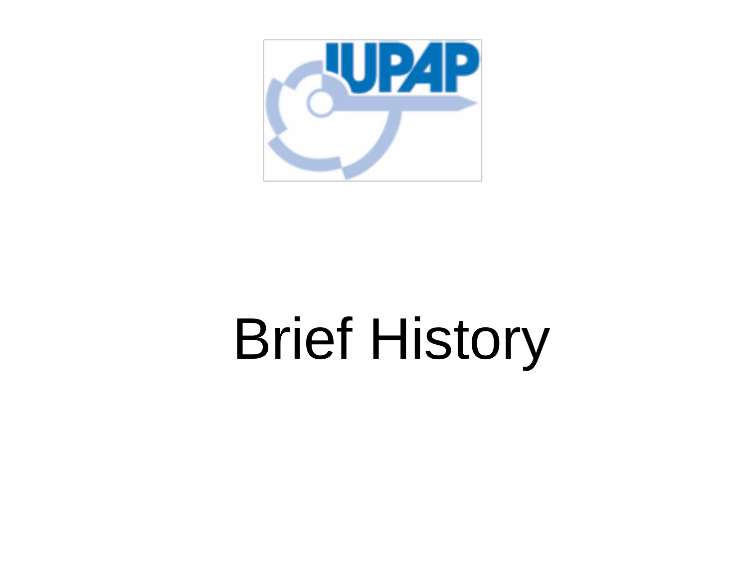# Brief History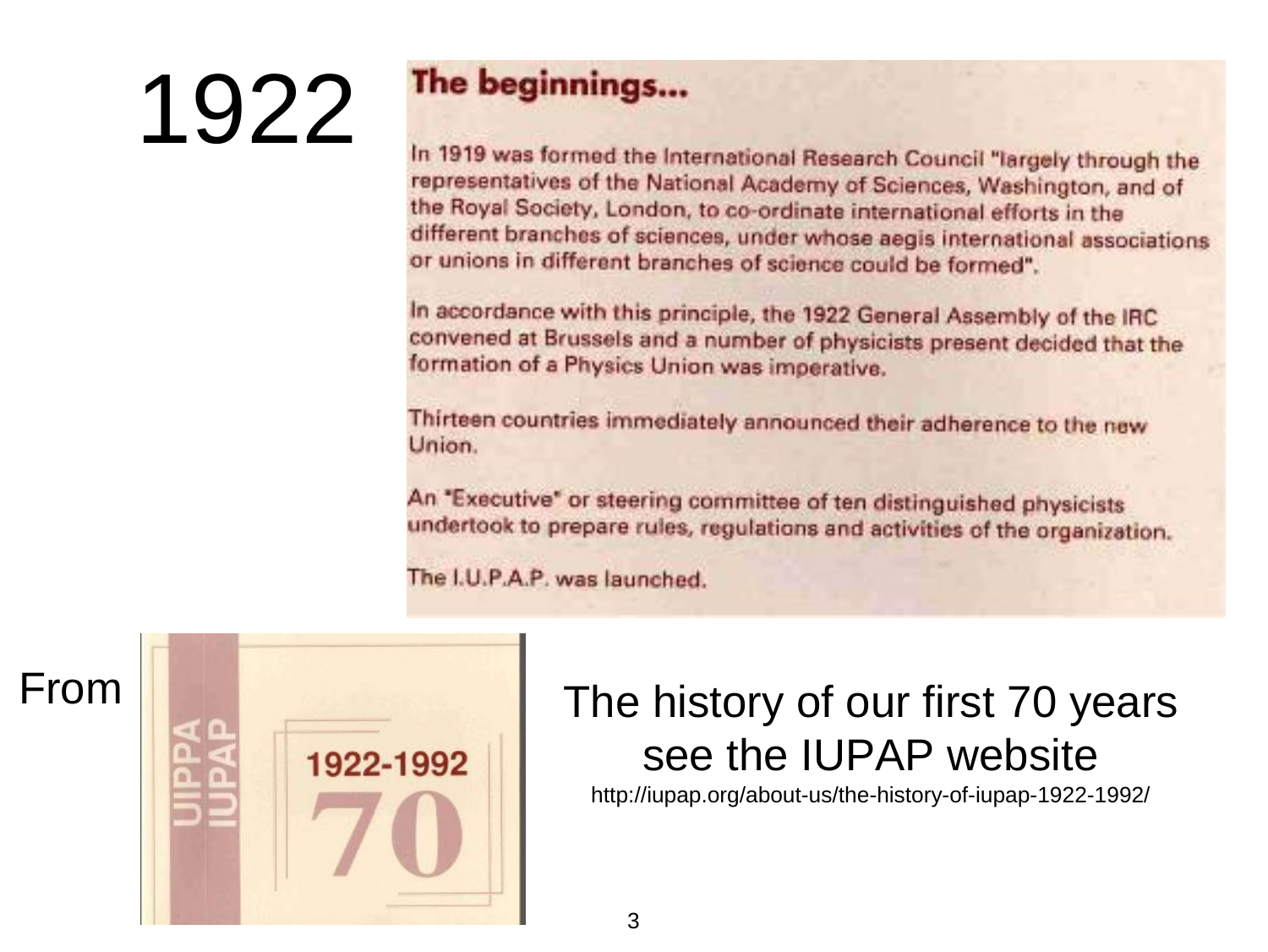# 1922

## The beginnings...

In 1919 was formed the International Research Council "largely through the representatives of the National Academy of Sciences, Washington, and of the Royal Society, London, to co-ordinate international efforts in the different branches of sciences, under whose aegis international associations or unions in different branches of science could be formed".

In accordance with this principle, the 1922 General Assembly of the IRC convened at Brussels and a number of physicists present decided that the formation of a Physics Union was imperative.

Thirteen countries immediately announced their adherence to the new Union.

An "Executive" or steering committee of ten distinguished physicists undertook to prepare rules, regulations and activities of the organization.

The I.U.P.A.P. was launched.

From

UIPPA IUPAP 1922-1992 70

The history of our first 70 years see the IUPAP website

http://iupap.org/about-us/the-history-of-iupap-1922-1992/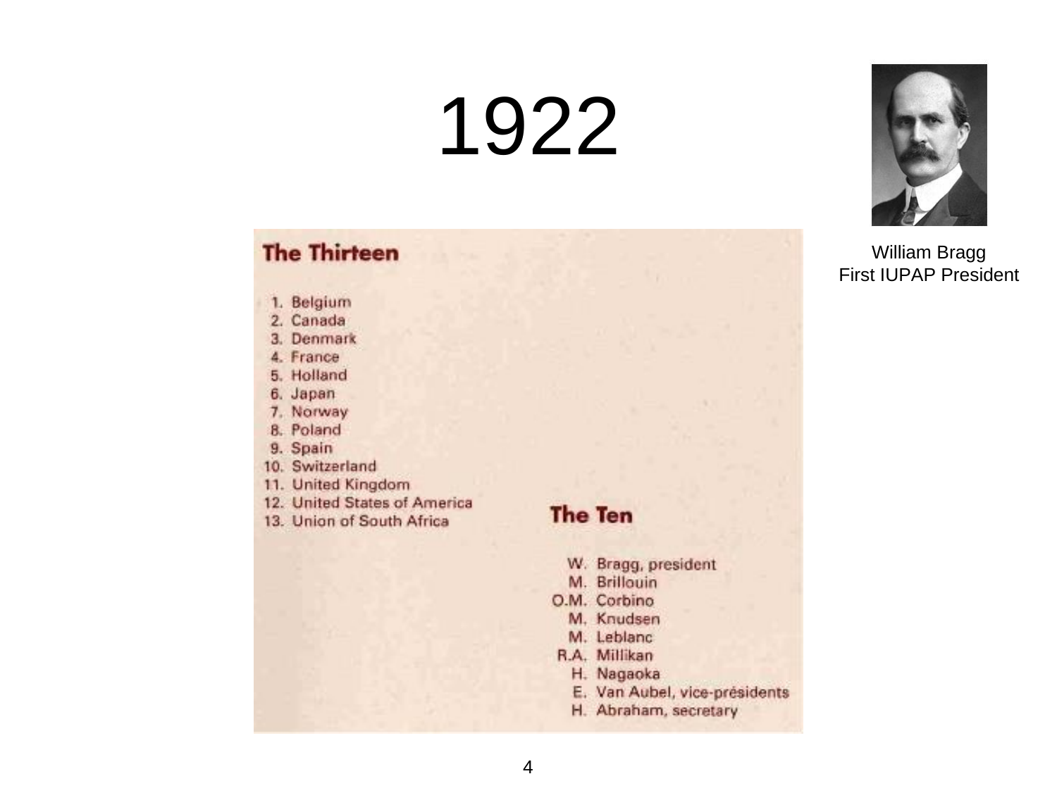# 1922

William Bragg
First IUPAP President

## The Thirteen

1. Belgium
2. Canada
3. Denmark
4. France
5. Holland
6. Japan
7. Norway
8. Poland
9. Spain
10. Switzerland
11. United Kingdom
12. United States of America
13. Union of South Africa

## The Ten

- W. Bragg, president
- M. Brillouin
- O.M. Corbino
- M. Knudsen
- M. Leblanc
- R.A. Millikan
- H. Nagaoka
- E. Van Aubel, vice-présidents
- H. Abraham, secretary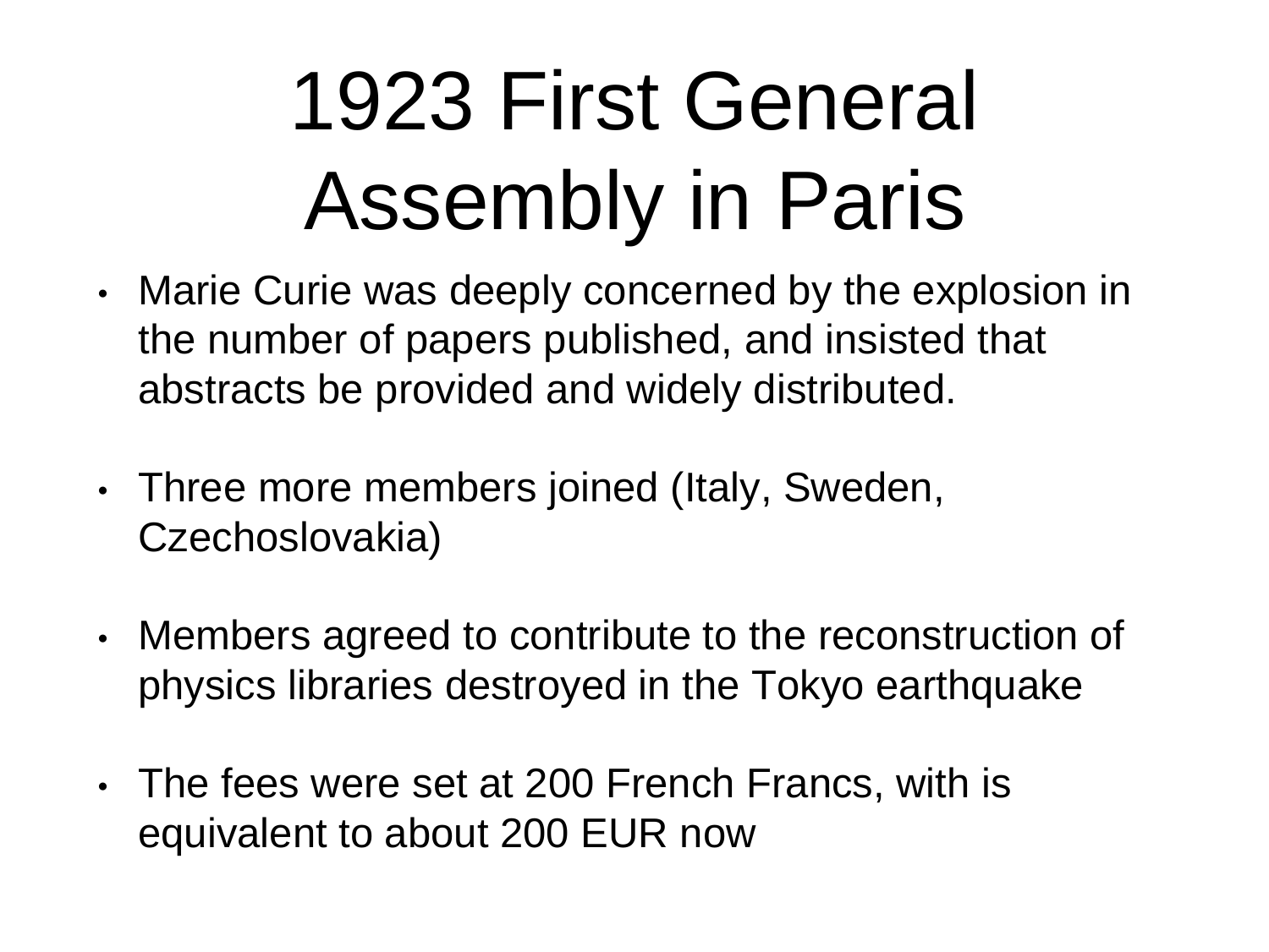# 1923 First General Assembly in Paris

- Marie Curie was deeply concerned by the explosion in the number of papers published, and insisted that abstracts be provided and widely distributed.
- Three more members joined (Italy, Sweden, Czechoslovakia)
- Members agreed to contribute to the reconstruction of physics libraries destroyed in the Tokyo earthquake
- The fees were set at 200 French Francs, with is equivalent to about 200 EUR now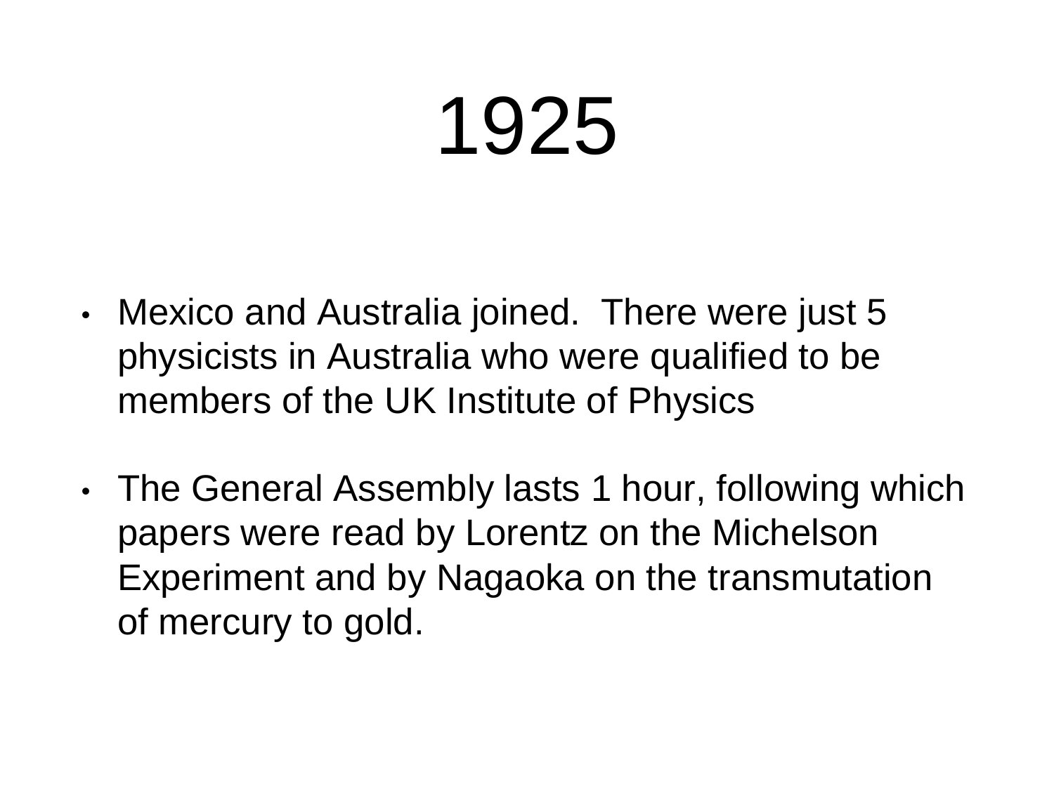# 1925

- Mexico and Australia joined.  There were just 5 physicists in Australia who were qualified to be members of the UK Institute of Physics

- The General Assembly lasts 1 hour, following which papers were read by Lorentz on the Michelson Experiment and by Nagaoka on the transmutation of mercury to gold.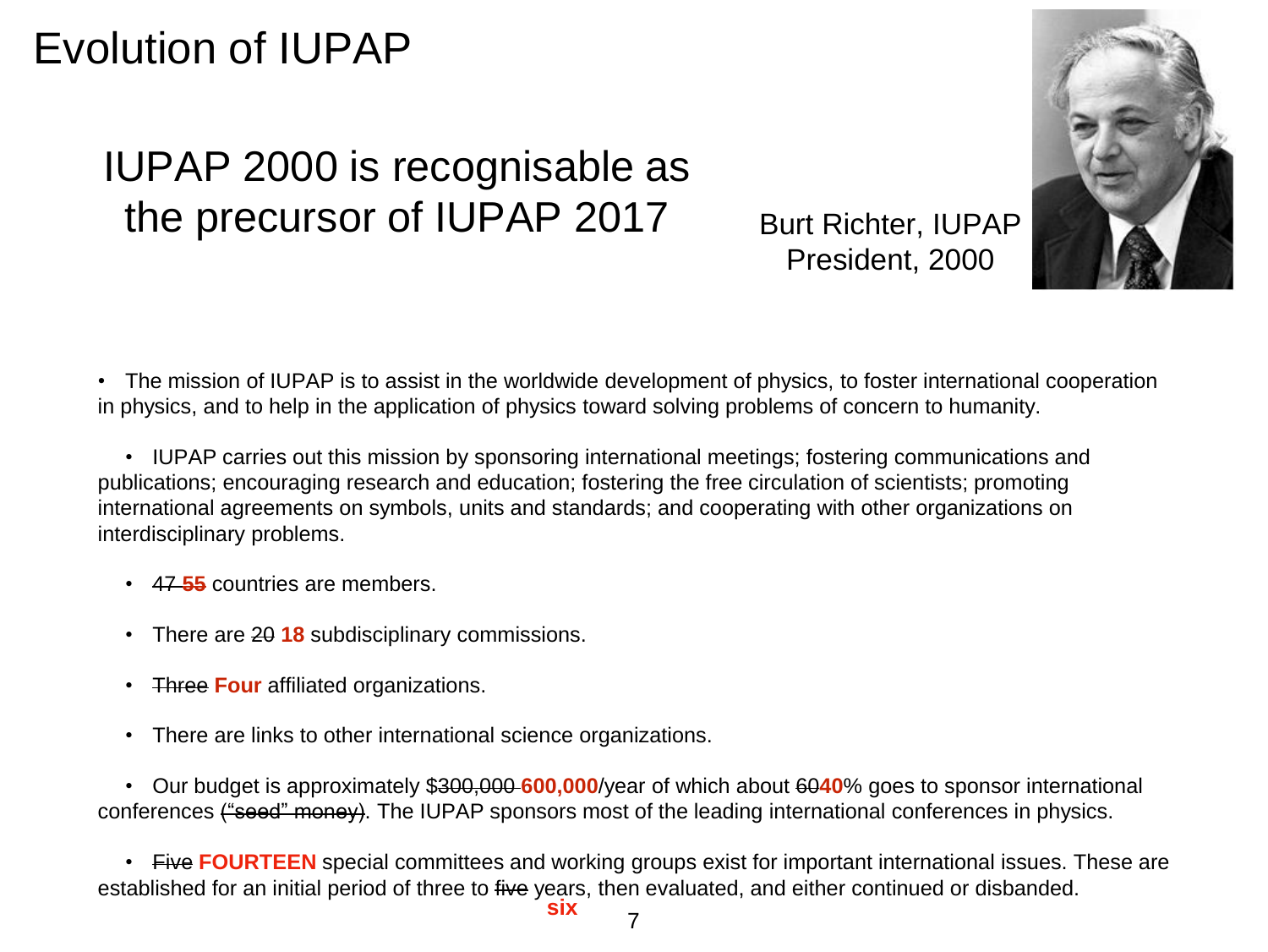# Evolution of IUPAP

## IUPAP 2000 is recognisable as the precursor of IUPAP 2017

Burt Richter, IUPAP President, 2000

- The mission of IUPAP is to assist in the worldwide development of physics, to foster international cooperation in physics, and to help in the application of physics toward solving problems of concern to humanity.
- IUPAP carries out this mission by sponsoring international meetings; fostering communications and publications; encouraging research and education; fostering the free circulation of scientists; promoting international agreements on symbols, units and standards; and cooperating with other organizations on interdisciplinary problems.
- ~~47~~ **55** countries are members.
- There are ~~20~~ **18** subdisciplinary commissions.
- ~~Three~~ **Four** affiliated organizations.
- There are links to other international science organizations.
- Our budget is approximately $~~300,000~~ **600,000**/year of which about ~~60~~**40**% goes to sponsor international conferences ~~("seed" money)~~. The IUPAP sponsors most of the leading international conferences in physics.
- ~~Five~~ **FOURTEEN** special committees and working groups exist for important international issues. These are established for an initial period of three to ~~five~~ **six** years, then evaluated, and either continued or disbanded.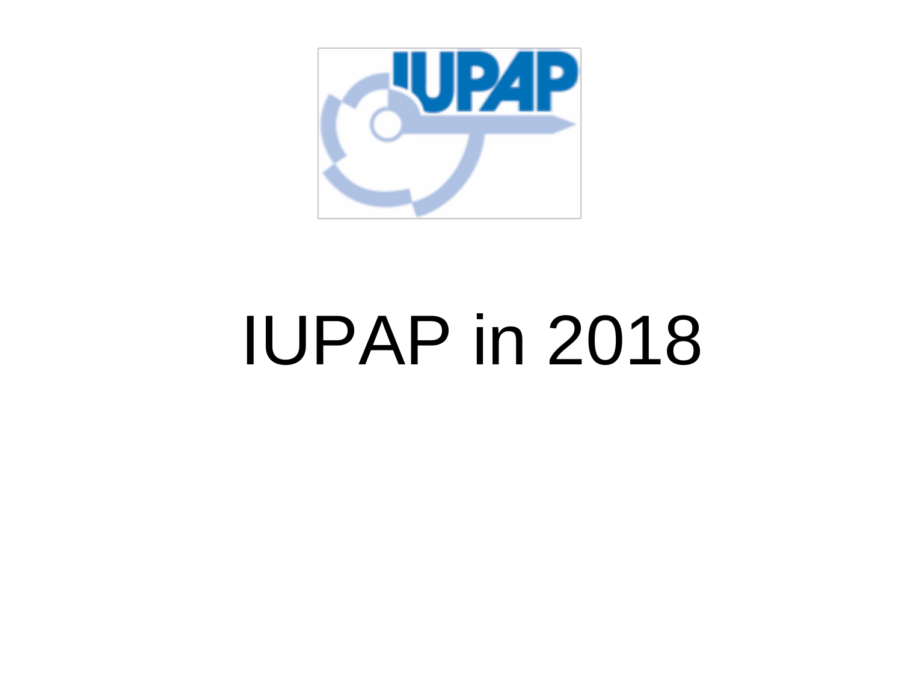# IUPAP in 2018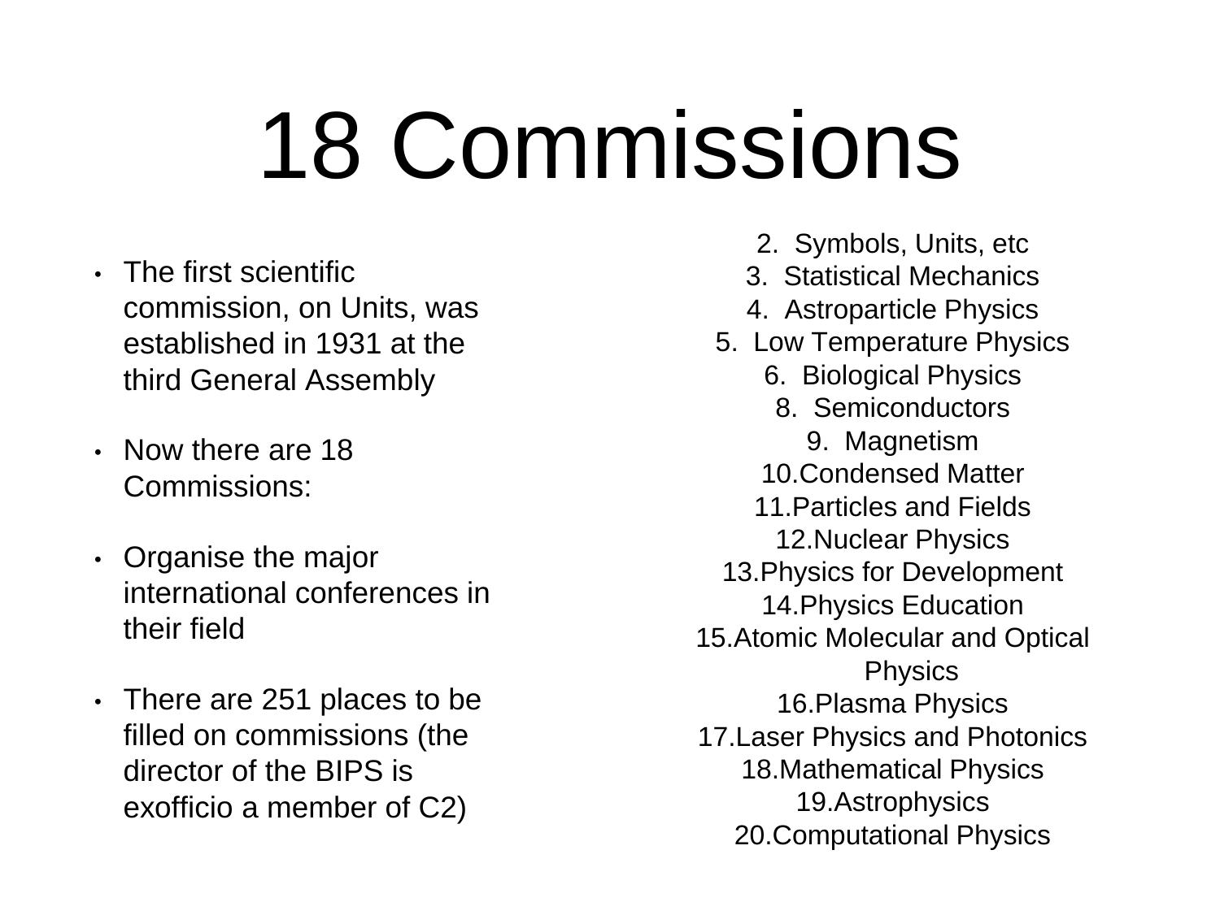# 18 Commissions

- The first scientific commission, on Units, was established in 1931 at the third General Assembly
- Now there are 18 Commissions:
- Organise the major international conferences in their field
- There are 251 places to be filled on commissions (the director of the BIPS is exofficio a member of C2)

2. Symbols, Units, etc
3. Statistical Mechanics
4. Astroparticle Physics
5. Low Temperature Physics
6. Biological Physics
8. Semiconductors
9. Magnetism
10. Condensed Matter
11. Particles and Fields
12. Nuclear Physics
13. Physics for Development
14. Physics Education
15. Atomic Molecular and Optical Physics
16. Plasma Physics
17. Laser Physics and Photonics
18. Mathematical Physics
19. Astrophysics
20. Computational Physics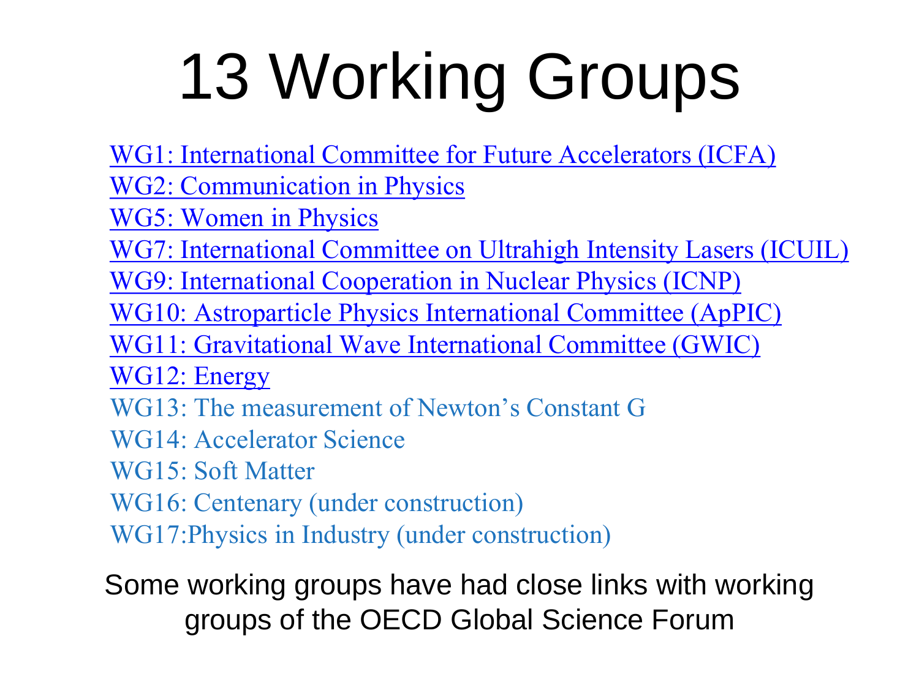# 13 Working Groups

- WG1: International Committee for Future Accelerators (ICFA)
- WG2: Communication in Physics
- WG5: Women in Physics
- WG7: International Committee on Ultrahigh Intensity Lasers (ICUIL)
- WG9: International Cooperation in Nuclear Physics (ICNP)
- WG10: Astroparticle Physics International Committee (ApPIC)
- WG11: Gravitational Wave International Committee (GWIC)
- WG12: Energy
- WG13: The measurement of Newton's Constant G
- WG14: Accelerator Science
- WG15: Soft Matter
- WG16: Centenary (under construction)
- WG17:Physics in Industry (under construction)

Some working groups have had close links with working groups of the OECD Global Science Forum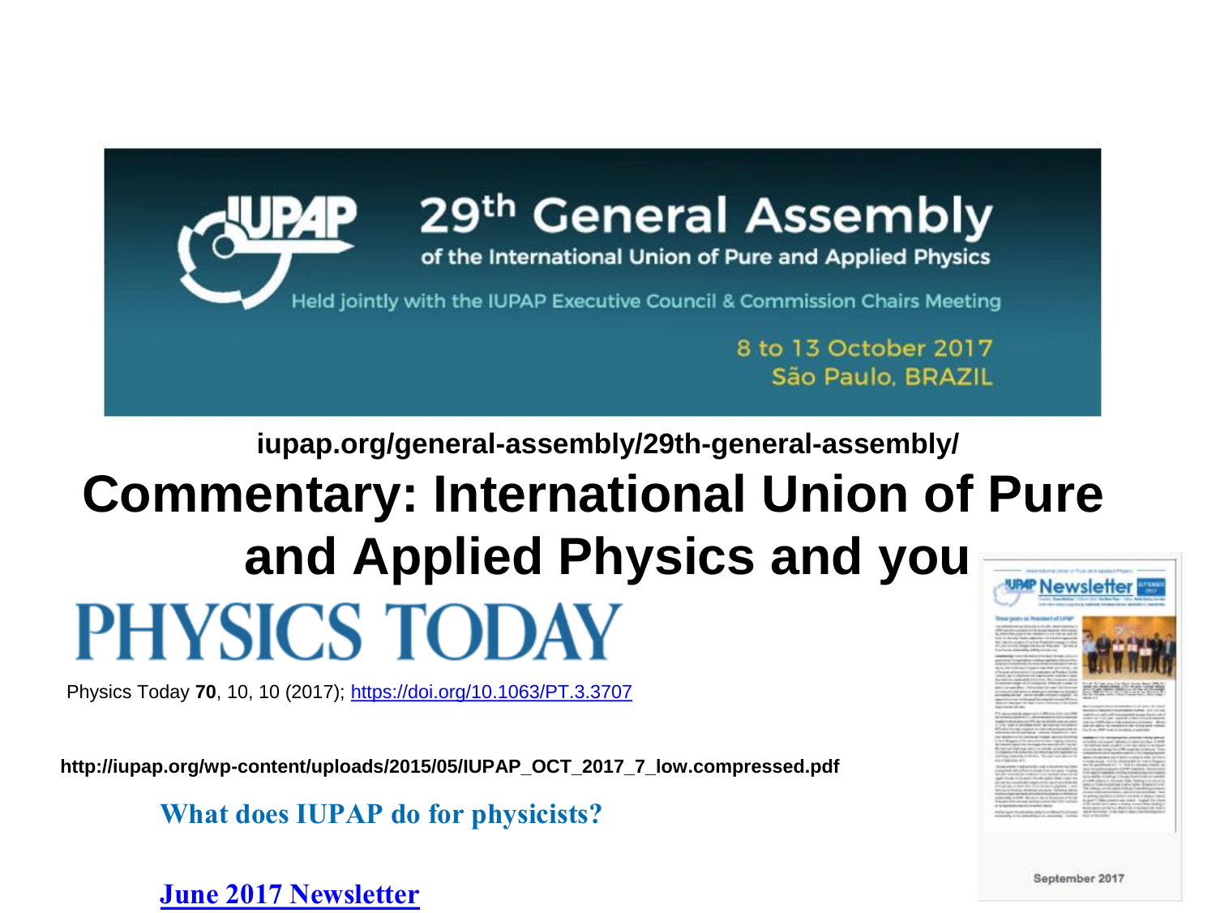IUPAP 29th General Assembly of the International Union of Pure and Applied Physics

Held jointly with the IUPAP Executive Council & Commission Chairs Meeting

8 to 13 October 2017
São Paulo, BRAZIL

iupap.org/general-assembly/29th-general-assembly/

# Commentary: International Union of Pure and Applied Physics and you

PHYSICS TODAY

Physics Today **70**, 10, 10 (2017); https://doi.org/10.1063/PT.3.3707

http://iupap.org/wp-content/uploads/2015/05/IUPAP_OCT_2017_7_low.compressed.pdf

**What does IUPAP do for physicists?**

**June 2017 Newsletter**

September 2017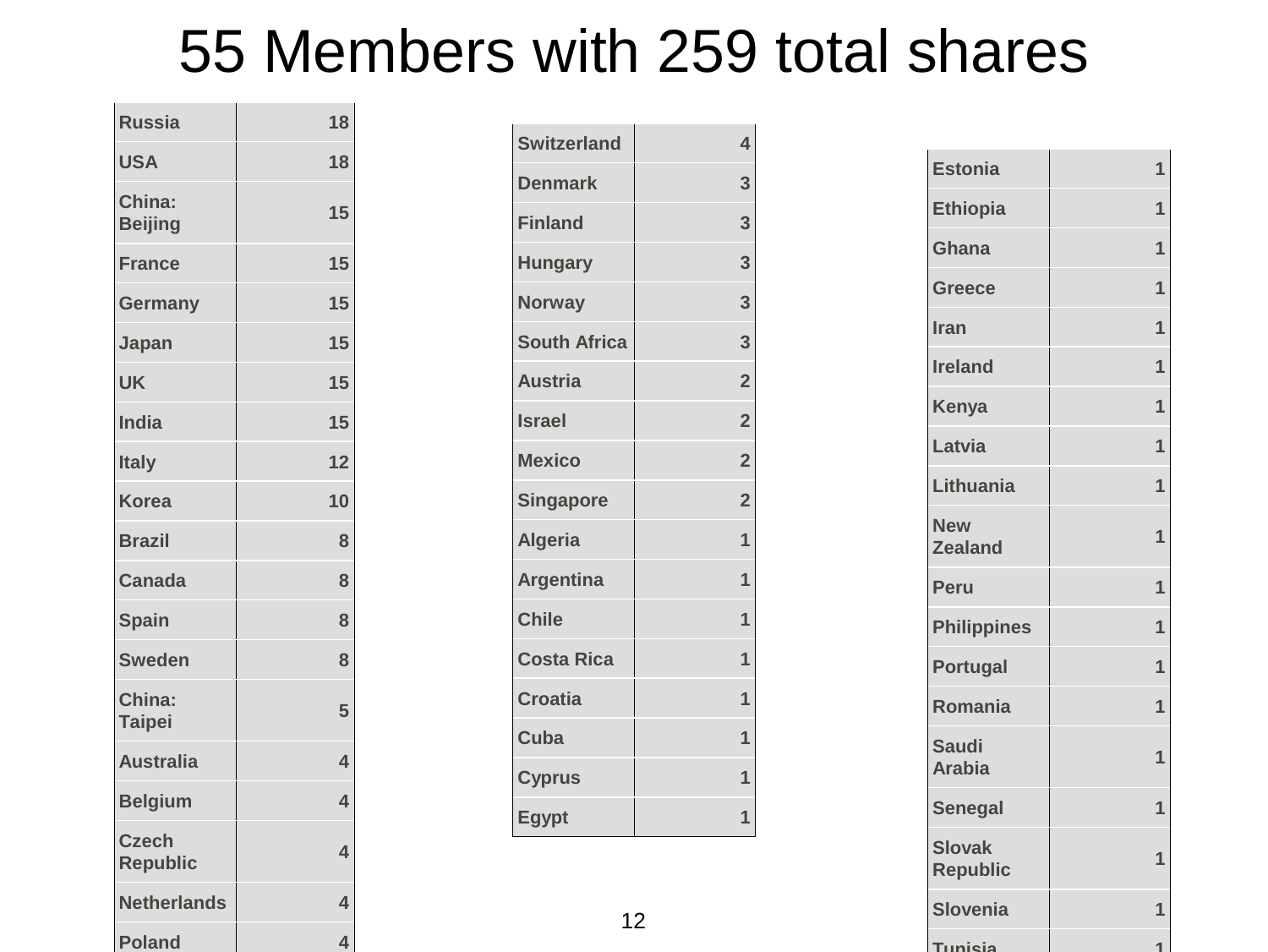# 55 Members with 259 total shares

| | |
|---|---|
| Russia | 18 |
| USA | 18 |
| China: Beijing | 15 |
| France | 15 |
| Germany | 15 |
| Japan | 15 |
| UK | 15 |
| India | 15 |
| Italy | 12 |
| Korea | 10 |
| Brazil | 8 |
| Canada | 8 |
| Spain | 8 |
| Sweden | 8 |
| China: Taipei | 5 |
| Australia | 4 |
| Belgium | 4 |
| Czech Republic | 4 |
| Netherlands | 4 |
| Poland | 4 |

| | |
|---|---|
| Switzerland | 4 |
| Denmark | 3 |
| Finland | 3 |
| Hungary | 3 |
| Norway | 3 |
| South Africa | 3 |
| Austria | 2 |
| Israel | 2 |
| Mexico | 2 |
| Singapore | 2 |
| Algeria | 1 |
| Argentina | 1 |
| Chile | 1 |
| Costa Rica | 1 |
| Croatia | 1 |
| Cuba | 1 |
| Cyprus | 1 |
| Egypt | 1 |

| | |
|---|---|
| Estonia | 1 |
| Ethiopia | 1 |
| Ghana | 1 |
| Greece | 1 |
| Iran | 1 |
| Ireland | 1 |
| Kenya | 1 |
| Latvia | 1 |
| Lithuania | 1 |
| New Zealand | 1 |
| Peru | 1 |
| Philippines | 1 |
| Portugal | 1 |
| Romania | 1 |
| Saudi Arabia | 1 |
| Senegal | 1 |
| Slovak Republic | 1 |
| Slovenia | 1 |
| Tunisia | 1 |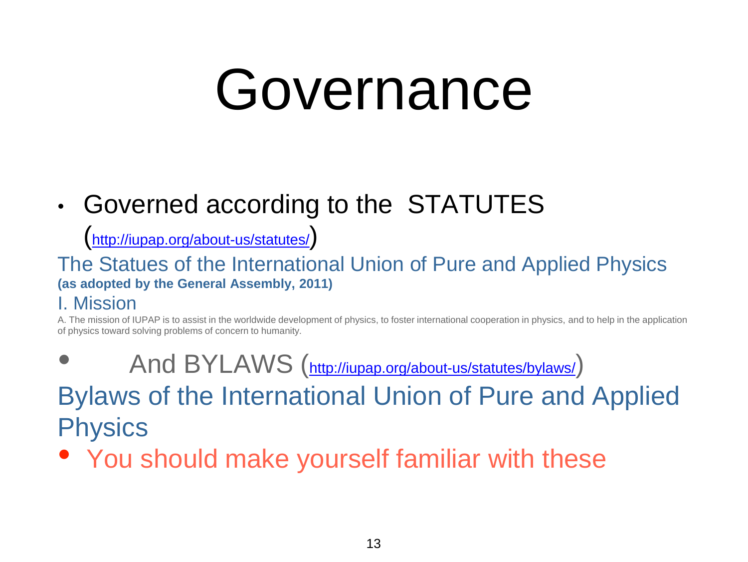# Governance

- Governed according to the STATUTES (http://iupap.org/about-us/statutes/)

The Statues of the International Union of Pure and Applied Physics
**(as adopted by the General Assembly, 2011)**

I. Mission

A. The mission of IUPAP is to assist in the worldwide development of physics, to foster international cooperation in physics, and to help in the application of physics toward solving problems of concern to humanity.

- And BYLAWS (http://iupap.org/about-us/statutes/bylaws/)

Bylaws of the International Union of Pure and Applied Physics

- You should make yourself familiar with these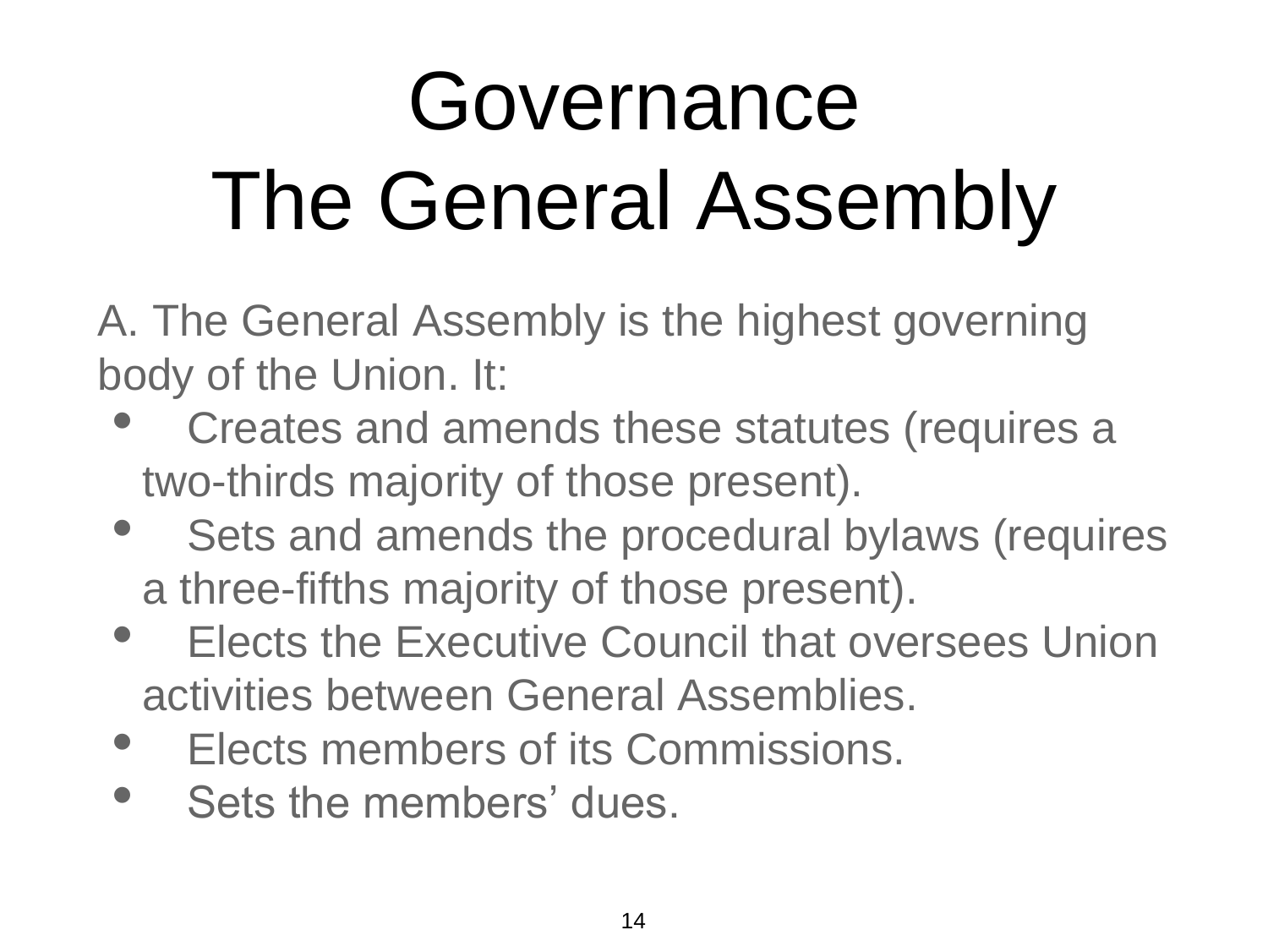# Governance
# The General Assembly

A. The General Assembly is the highest governing body of the Union. It:

- Creates and amends these statutes (requires a two-thirds majority of those present).
- Sets and amends the procedural bylaws (requires a three-fifths majority of those present).
- Elects the Executive Council that oversees Union activities between General Assemblies.
- Elects members of its Commissions.
- Sets the members' dues.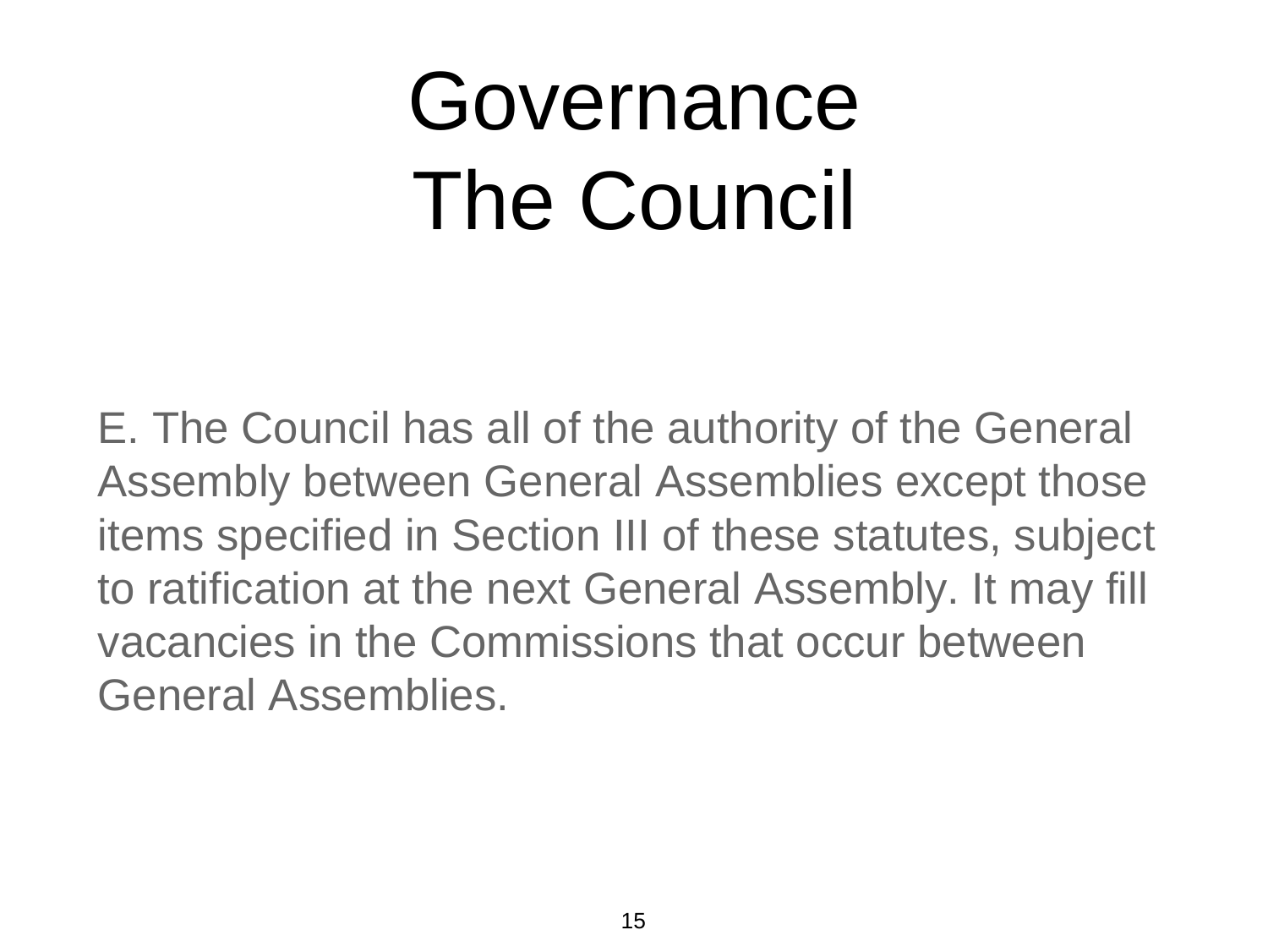# Governance
# The Council

E. The Council has all of the authority of the General Assembly between General Assemblies except those items specified in Section III of these statutes, subject to ratification at the next General Assembly. It may fill vacancies in the Commissions that occur between General Assemblies.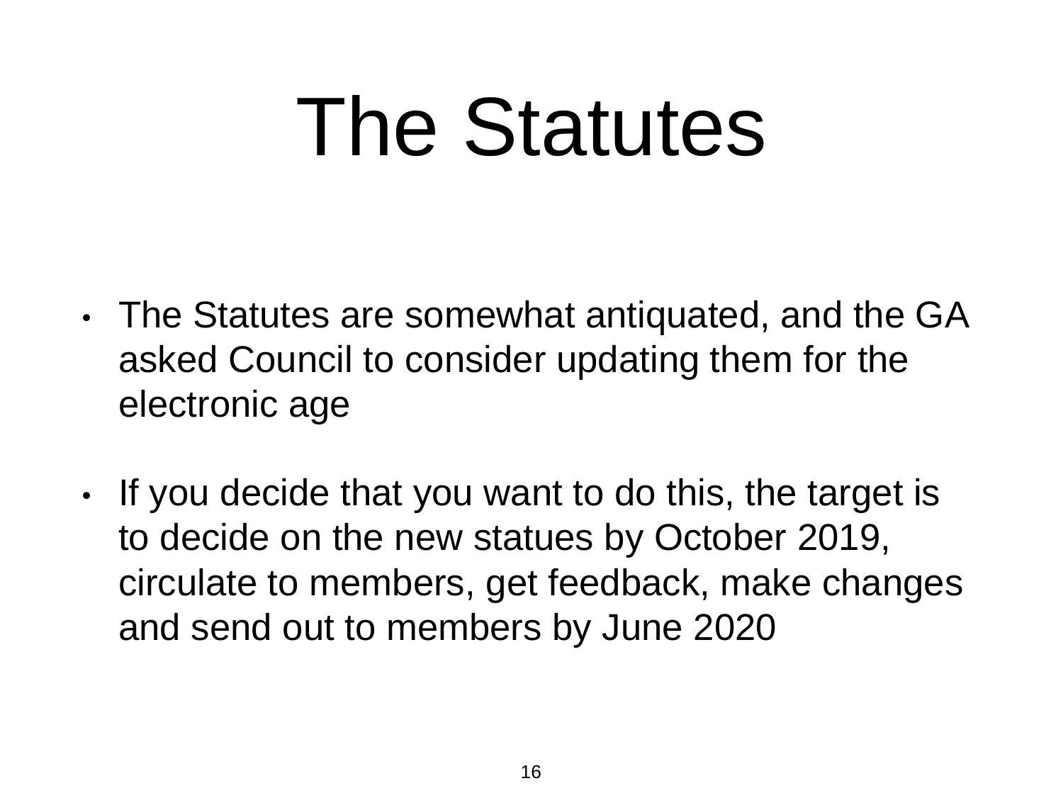# The Statutes

- The Statutes are somewhat antiquated, and the GA asked Council to consider updating them for the electronic age
- If you decide that you want to do this, the target is to decide on the new statues by October 2019, circulate to members, get feedback, make changes and send out to members by June 2020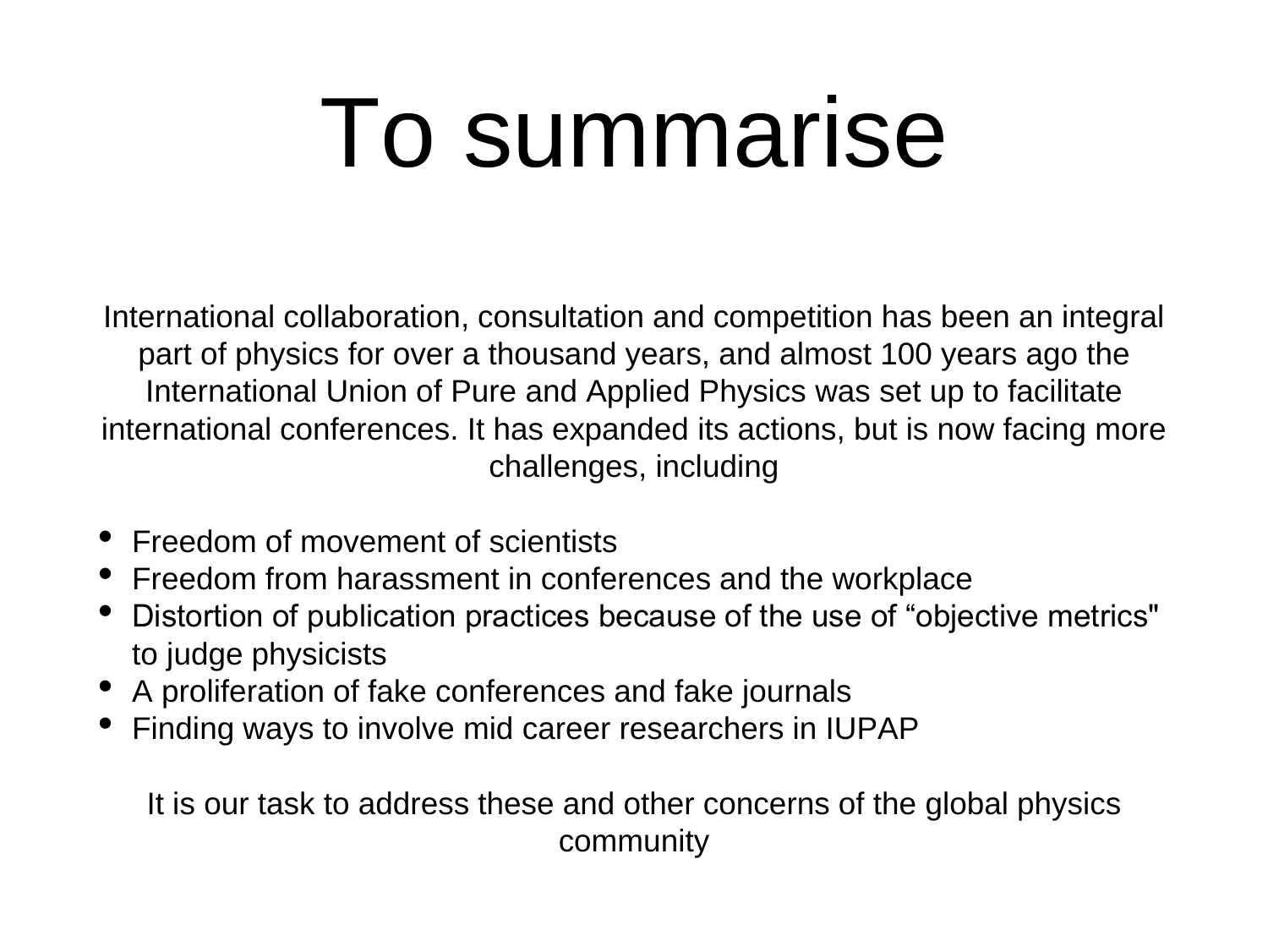# To summarise

International collaboration, consultation and competition has been an integral part of physics for over a thousand years, and almost 100 years ago the International Union of Pure and Applied Physics was set up to facilitate international conferences. It has expanded its actions, but is now facing more challenges, including

- Freedom of movement of scientists
- Freedom from harassment in conferences and the workplace
- Distortion of publication practices because of the use of "objective metrics" to judge physicists
- A proliferation of fake conferences and fake journals
- Finding ways to involve mid career researchers in IUPAP

It is our task to address these and other concerns of the global physics community